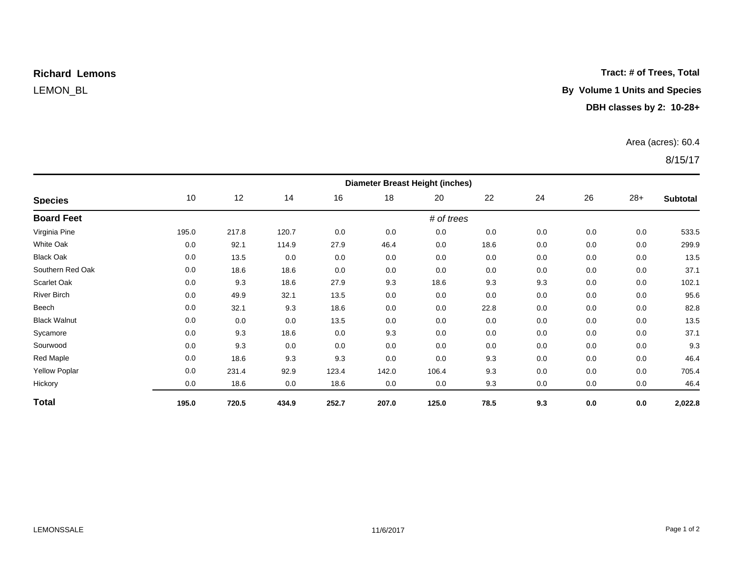**Richard Lemons**

LEMON_BL

**Tract: # of Trees, Total**

**By Volume 1 Units and Species**

**DBH classes by 2: 10-28+**

Area (acres): 60.4

8/15/17

| | Diameter Breast Height (inches) | | | | | | | | | | |
|---|---|---|---|---|---|---|---|---|---|---|---|
| **Species** | 10 | 12 | 14 | 16 | 18 | 20 | 22 | 24 | 26 | 28+ | **Subtotal** |
| **Board Feet** | | | | | | *# of trees* | | | | | |
| Virginia Pine | 195.0 | 217.8 | 120.7 | 0.0 | 0.0 | 0.0 | 0.0 | 0.0 | 0.0 | 0.0 | 533.5 |
| White Oak | 0.0 | 92.1 | 114.9 | 27.9 | 46.4 | 0.0 | 18.6 | 0.0 | 0.0 | 0.0 | 299.9 |
| Black Oak | 0.0 | 13.5 | 0.0 | 0.0 | 0.0 | 0.0 | 0.0 | 0.0 | 0.0 | 0.0 | 13.5 |
| Southern Red Oak | 0.0 | 18.6 | 18.6 | 0.0 | 0.0 | 0.0 | 0.0 | 0.0 | 0.0 | 0.0 | 37.1 |
| Scarlet Oak | 0.0 | 9.3 | 18.6 | 27.9 | 9.3 | 18.6 | 9.3 | 9.3 | 0.0 | 0.0 | 102.1 |
| River Birch | 0.0 | 49.9 | 32.1 | 13.5 | 0.0 | 0.0 | 0.0 | 0.0 | 0.0 | 0.0 | 95.6 |
| Beech | 0.0 | 32.1 | 9.3 | 18.6 | 0.0 | 0.0 | 22.8 | 0.0 | 0.0 | 0.0 | 82.8 |
| Black Walnut | 0.0 | 0.0 | 0.0 | 13.5 | 0.0 | 0.0 | 0.0 | 0.0 | 0.0 | 0.0 | 13.5 |
| Sycamore | 0.0 | 9.3 | 18.6 | 0.0 | 9.3 | 0.0 | 0.0 | 0.0 | 0.0 | 0.0 | 37.1 |
| Sourwood | 0.0 | 9.3 | 0.0 | 0.0 | 0.0 | 0.0 | 0.0 | 0.0 | 0.0 | 0.0 | 9.3 |
| Red Maple | 0.0 | 18.6 | 9.3 | 9.3 | 0.0 | 0.0 | 9.3 | 0.0 | 0.0 | 0.0 | 46.4 |
| Yellow Poplar | 0.0 | 231.4 | 92.9 | 123.4 | 142.0 | 106.4 | 9.3 | 0.0 | 0.0 | 0.0 | 705.4 |
| Hickory | 0.0 | 18.6 | 0.0 | 18.6 | 0.0 | 0.0 | 9.3 | 0.0 | 0.0 | 0.0 | 46.4 |
| **Total** | **195.0** | **720.5** | **434.9** | **252.7** | **207.0** | **125.0** | **78.5** | **9.3** | **0.0** | **0.0** | **2,022.8** |

LEMONSSALE 11/6/2017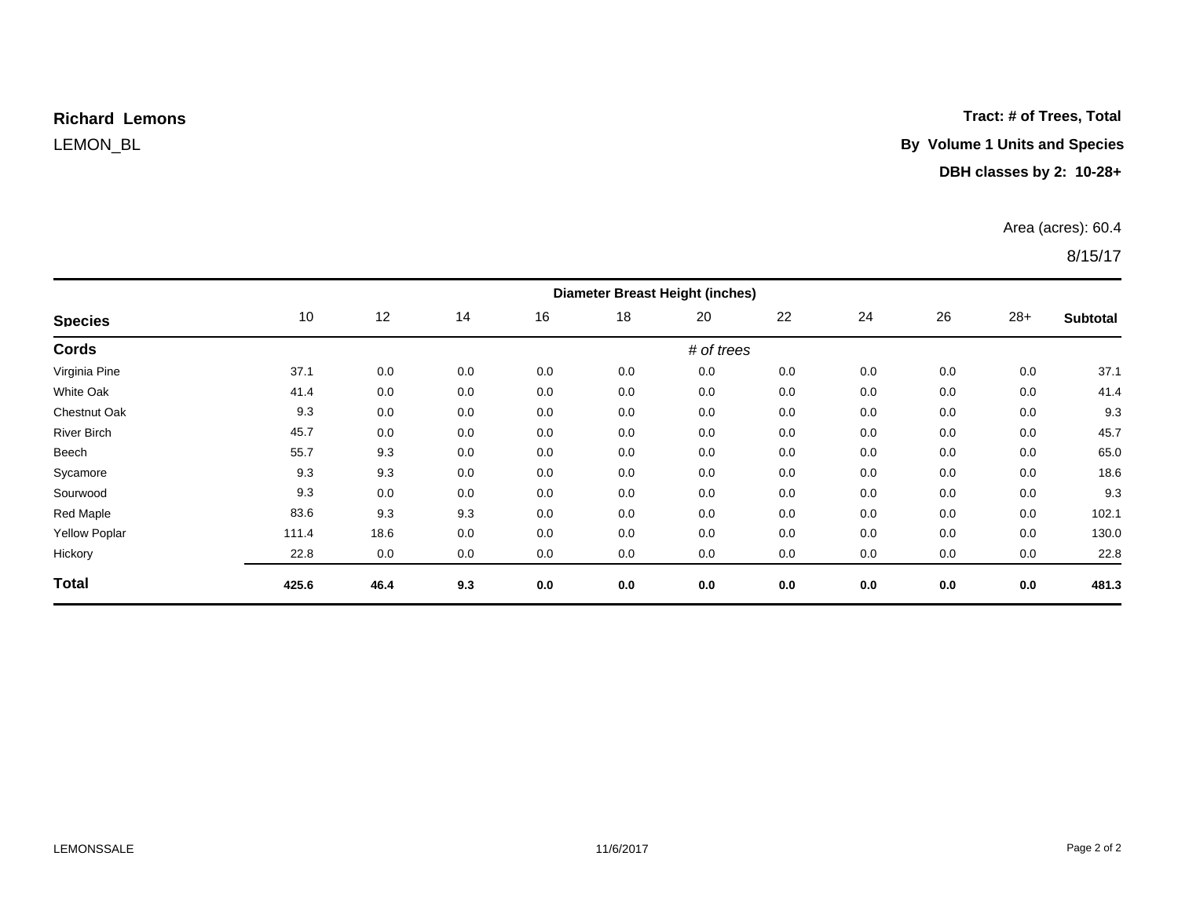**Richard Lemons**

LEMON_BL

**Tract: # of Trees, Total**

**By Volume 1 Units and Species**

**DBH classes by 2: 10-28+**

Area (acres): 60.4

8/15/17

| | Diameter Breast Height (inches) | | | | | | | | | | |
|---|---|---|---|---|---|---|---|---|---|---|---|
| **Species** | 10 | 12 | 14 | 16 | 18 | 20 | 22 | 24 | 26 | 28+ | **Subtotal** |
| **Cords** | | | | | | *# of trees* | | | | | |
| Virginia Pine | 37.1 | 0.0 | 0.0 | 0.0 | 0.0 | 0.0 | 0.0 | 0.0 | 0.0 | 0.0 | 37.1 |
| White Oak | 41.4 | 0.0 | 0.0 | 0.0 | 0.0 | 0.0 | 0.0 | 0.0 | 0.0 | 0.0 | 41.4 |
| Chestnut Oak | 9.3 | 0.0 | 0.0 | 0.0 | 0.0 | 0.0 | 0.0 | 0.0 | 0.0 | 0.0 | 9.3 |
| River Birch | 45.7 | 0.0 | 0.0 | 0.0 | 0.0 | 0.0 | 0.0 | 0.0 | 0.0 | 0.0 | 45.7 |
| Beech | 55.7 | 9.3 | 0.0 | 0.0 | 0.0 | 0.0 | 0.0 | 0.0 | 0.0 | 0.0 | 65.0 |
| Sycamore | 9.3 | 9.3 | 0.0 | 0.0 | 0.0 | 0.0 | 0.0 | 0.0 | 0.0 | 0.0 | 18.6 |
| Sourwood | 9.3 | 0.0 | 0.0 | 0.0 | 0.0 | 0.0 | 0.0 | 0.0 | 0.0 | 0.0 | 9.3 |
| Red Maple | 83.6 | 9.3 | 9.3 | 0.0 | 0.0 | 0.0 | 0.0 | 0.0 | 0.0 | 0.0 | 102.1 |
| Yellow Poplar | 111.4 | 18.6 | 0.0 | 0.0 | 0.0 | 0.0 | 0.0 | 0.0 | 0.0 | 0.0 | 130.0 |
| Hickory | 22.8 | 0.0 | 0.0 | 0.0 | 0.0 | 0.0 | 0.0 | 0.0 | 0.0 | 0.0 | 22.8 |
| **Total** | **425.6** | **46.4** | **9.3** | **0.0** | **0.0** | **0.0** | **0.0** | **0.0** | **0.0** | **0.0** | **481.3** |

LEMONSSALE

11/6/2017